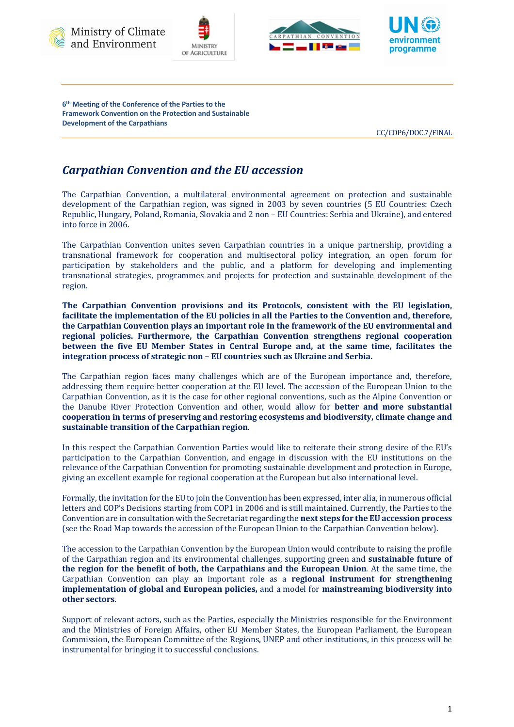Ministry of Climate and Environment

Ministry of Agriculture

Carpathian Convention

UN environment programme

**6th Meeting of the Conference of the Parties to the Framework Convention on the Protection and Sustainable Development of the Carpathians**

CC/COP6/DOC.7/FINAL

# *Carpathian Convention and the EU accession*

The Carpathian Convention, a multilateral environmental agreement on protection and sustainable development of the Carpathian region, was signed in 2003 by seven countries (5 EU Countries: Czech Republic, Hungary, Poland, Romania, Slovakia and 2 non – EU Countries: Serbia and Ukraine), and entered into force in 2006.

The Carpathian Convention unites seven Carpathian countries in a unique partnership, providing a transnational framework for cooperation and multisectoral policy integration, an open forum for participation by stakeholders and the public, and a platform for developing and implementing transnational strategies, programmes and projects for protection and sustainable development of the region.

**The Carpathian Convention provisions and its Protocols, consistent with the EU legislation, facilitate the implementation of the EU policies in all the Parties to the Convention and, therefore, the Carpathian Convention plays an important role in the framework of the EU environmental and regional policies. Furthermore, the Carpathian Convention strengthens regional cooperation between the five EU Member States in Central Europe and, at the same time, facilitates the integration process of strategic non – EU countries such as Ukraine and Serbia.**

The Carpathian region faces many challenges which are of the European importance and, therefore, addressing them require better cooperation at the EU level. The accession of the European Union to the Carpathian Convention, as it is the case for other regional conventions, such as the Alpine Convention or the Danube River Protection Convention and other, would allow for **better and more substantial cooperation in terms of preserving and restoring ecosystems and biodiversity, climate change and sustainable transition of the Carpathian region**.

In this respect the Carpathian Convention Parties would like to reiterate their strong desire of the EU's participation to the Carpathian Convention, and engage in discussion with the EU institutions on the relevance of the Carpathian Convention for promoting sustainable development and protection in Europe, giving an excellent example for regional cooperation at the European but also international level.

Formally, the invitation for the EU to join the Convention has been expressed, inter alia, in numerous official letters and COP's Decisions starting from COP1 in 2006 and is still maintained. Currently, the Parties to the Convention are in consultation with the Secretariat regarding the **next steps for the EU accession process** (see the Road Map towards the accession of the European Union to the Carpathian Convention below).

The accession to the Carpathian Convention by the European Union would contribute to raising the profile of the Carpathian region and its environmental challenges, supporting green and **sustainable future of the region for the benefit of both, the Carpathians and the European Union**. At the same time, the Carpathian Convention can play an important role as a **regional instrument for strengthening implementation of global and European policies,** and a model for **mainstreaming biodiversity into other sectors**.

Support of relevant actors, such as the Parties, especially the Ministries responsible for the Environment and the Ministries of Foreign Affairs, other EU Member States, the European Parliament, the European Commission, the European Committee of the Regions, UNEP and other institutions, in this process will be instrumental for bringing it to successful conclusions.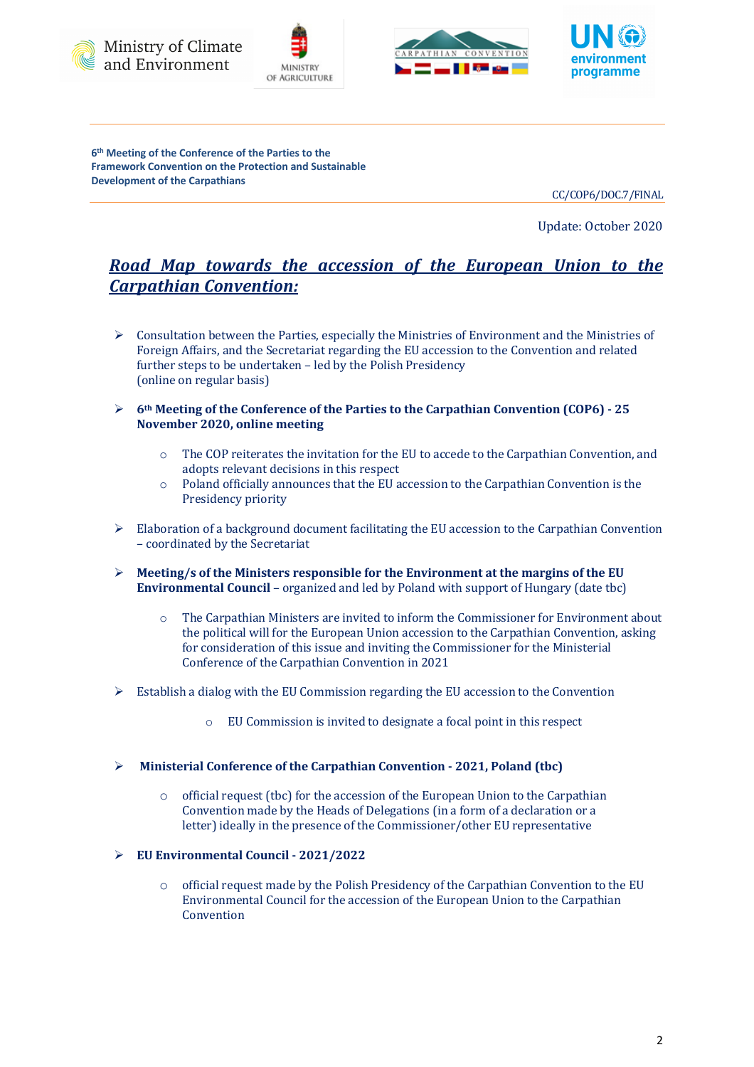6th Meeting of the Conference of the Parties to the Framework Convention on the Protection and Sustainable Development of the Carpathians

CC/COP6/DOC.7/FINAL

Update: October 2020

# ***Road Map towards the accession of the European Union to the Carpathian Convention:***

- Consultation between the Parties, especially the Ministries of Environment and the Ministries of Foreign Affairs, and the Secretariat regarding the EU accession to the Convention and related further steps to be undertaken – led by the Polish Presidency (online on regular basis)

- **6th Meeting of the Conference of the Parties to the Carpathian Convention (COP6) - 25 November 2020, online meeting**
  - The COP reiterates the invitation for the EU to accede to the Carpathian Convention, and adopts relevant decisions in this respect
  - Poland officially announces that the EU accession to the Carpathian Convention is the Presidency priority

- Elaboration of a background document facilitating the EU accession to the Carpathian Convention – coordinated by the Secretariat

- **Meeting/s of the Ministers responsible for the Environment at the margins of the EU Environmental Council** – organized and led by Poland with support of Hungary (date tbc)
  - The Carpathian Ministers are invited to inform the Commissioner for Environment about the political will for the European Union accession to the Carpathian Convention, asking for consideration of this issue and inviting the Commissioner for the Ministerial Conference of the Carpathian Convention in 2021

- Establish a dialog with the EU Commission regarding the EU accession to the Convention
  - EU Commission is invited to designate a focal point in this respect

- **Ministerial Conference of the Carpathian Convention - 2021, Poland (tbc)**
  - official request (tbc) for the accession of the European Union to the Carpathian Convention made by the Heads of Delegations (in a form of a declaration or a letter) ideally in the presence of the Commissioner/other EU representative

- **EU Environmental Council - 2021/2022**
  - official request made by the Polish Presidency of the Carpathian Convention to the EU Environmental Council for the accession of the European Union to the Carpathian Convention